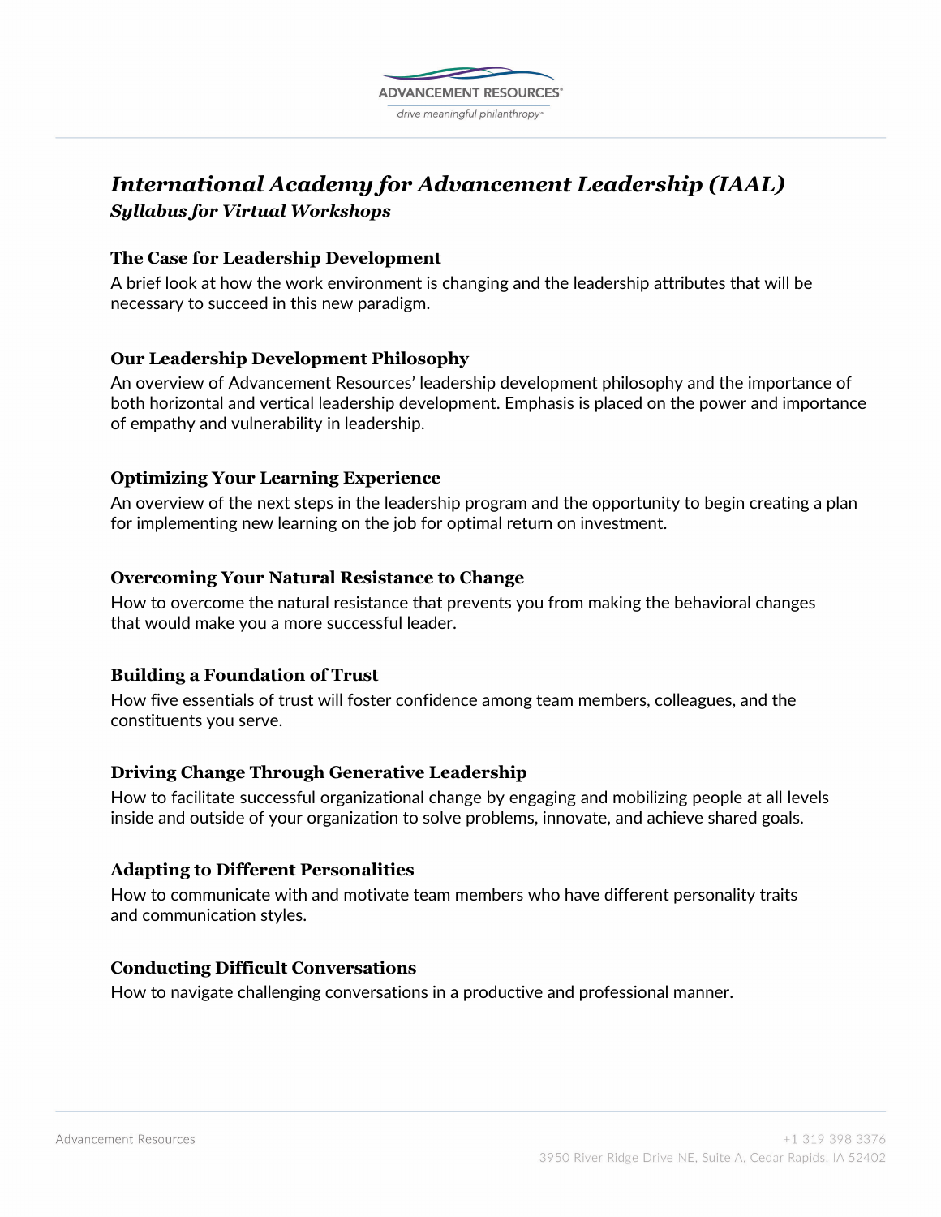# *International Academy for Advancement Leadership (IAAL)*

## *Syllabus for Virtual Workshops*

### The Case for Leadership Development

A brief look at how the work environment is changing and the leadership attributes that will be necessary to succeed in this new paradigm.

### Our Leadership Development Philosophy

An overview of Advancement Resources' leadership development philosophy and the importance of both horizontal and vertical leadership development. Emphasis is placed on the power and importance of empathy and vulnerability in leadership.

### Optimizing Your Learning Experience

An overview of the next steps in the leadership program and the opportunity to begin creating a plan for implementing new learning on the job for optimal return on investment.

### Overcoming Your Natural Resistance to Change

How to overcome the natural resistance that prevents you from making the behavioral changes that would make you a more successful leader.

### Building a Foundation of Trust

How five essentials of trust will foster confidence among team members, colleagues, and the constituents you serve.

### Driving Change Through Generative Leadership

How to facilitate successful organizational change by engaging and mobilizing people at all levels inside and outside of your organization to solve problems, innovate, and achieve shared goals.

### Adapting to Different Personalities

How to communicate with and motivate team members who have different personality traits and communication styles.

### Conducting Difficult Conversations

How to navigate challenging conversations in a productive and professional manner.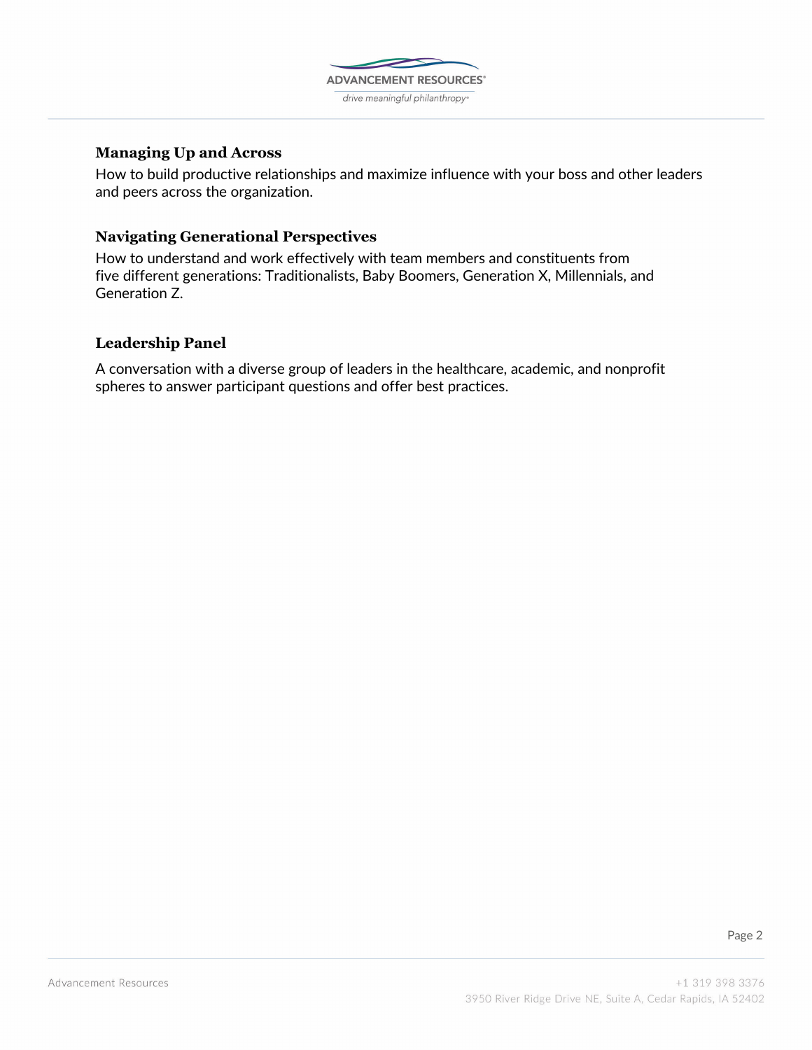### Managing Up and Across

How to build productive relationships and maximize influence with your boss and other leaders and peers across the organization.

### Navigating Generational Perspectives

How to understand and work effectively with team members and constituents from five different generations: Traditionalists, Baby Boomers, Generation X, Millennials, and Generation Z.

### Leadership Panel

A conversation with a diverse group of leaders in the healthcare, academic, and nonprofit spheres to answer participant questions and offer best practices.